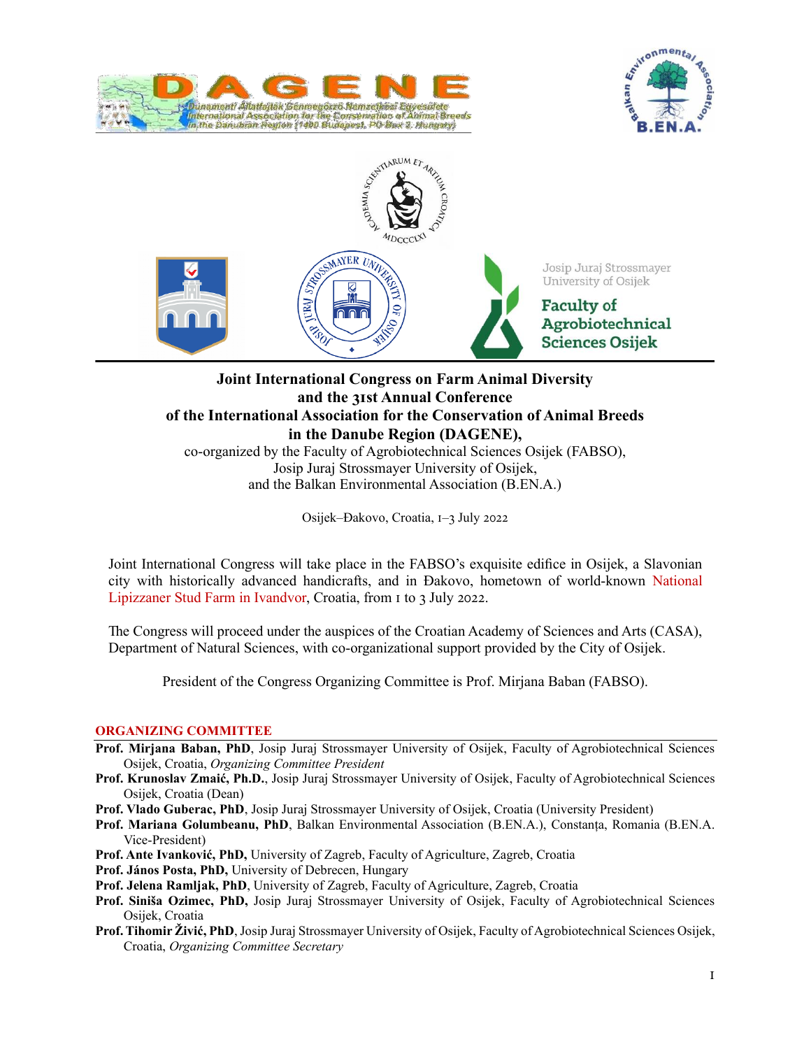# Joint International Congress on Farm Animal Diversity and the 31st Annual Conference of the International Association for the Conservation of Animal Breeds in the Danube Region (DAGENE),

co-organized by the Faculty of Agrobiotechnical Sciences Osijek (FABSO), Josip Juraj Strossmayer University of Osijek, and the Balkan Environmental Association (B.EN.A.)

Osijek–Đakovo, Croatia, 1–3 July 2022

Joint International Congress will take place in the FABSO's exquisite edifice in Osijek, a Slavonian city with historically advanced handicrafts, and in Đakovo, hometown of world-known National Lipizzaner Stud Farm in Ivandvor, Croatia, from 1 to 3 July 2022.

The Congress will proceed under the auspices of the Croatian Academy of Sciences and Arts (CASA), Department of Natural Sciences, with co-organizational support provided by the City of Osijek.

President of the Congress Organizing Committee is Prof. Mirjana Baban (FABSO).

## ORGANIZING COMMITTEE

- **Prof. Mirjana Baban, PhD**, Josip Juraj Strossmayer University of Osijek, Faculty of Agrobiotechnical Sciences Osijek, Croatia, *Organizing Committee President*
- **Prof. Krunoslav Zmaić, Ph.D.**, Josip Juraj Strossmayer University of Osijek, Faculty of Agrobiotechnical Sciences Osijek, Croatia (Dean)
- **Prof. Vlado Guberac, PhD**, Josip Juraj Strossmayer University of Osijek, Croatia (University President)
- **Prof. Mariana Golumbeanu, PhD**, Balkan Environmental Association (B.EN.A.), Constanța, Romania (B.EN.A. Vice-President)
- **Prof. Ante Ivanković, PhD,** University of Zagreb, Faculty of Agriculture, Zagreb, Croatia
- **Prof. János Posta, PhD,** University of Debrecen, Hungary
- **Prof. Jelena Ramljak, PhD**, University of Zagreb, Faculty of Agriculture, Zagreb, Croatia
- **Prof. Siniša Ozimec, PhD,** Josip Juraj Strossmayer University of Osijek, Faculty of Agrobiotechnical Sciences Osijek, Croatia
- **Prof. Tihomir Živić, PhD**, Josip Juraj Strossmayer University of Osijek, Faculty of Agrobiotechnical Sciences Osijek, Croatia, *Organizing Committee Secretary*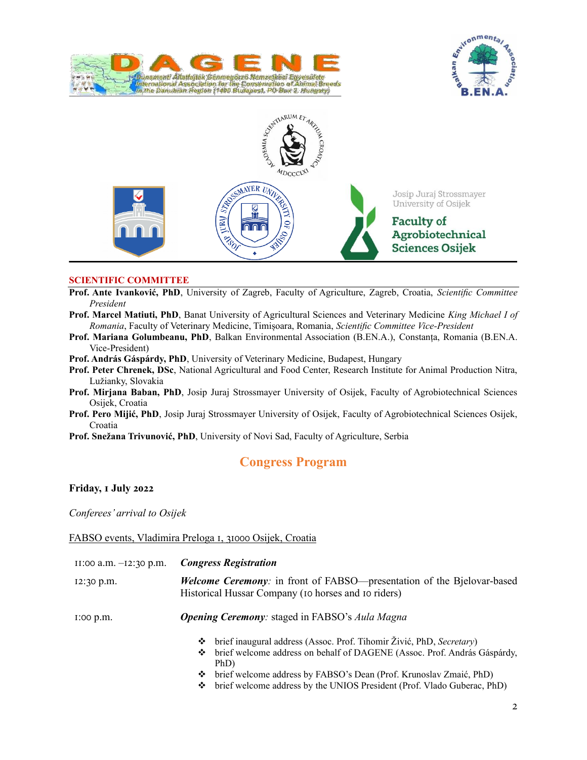## SCIENTIFIC COMMITTEE

**Prof. Ante Ivanković, PhD**, University of Zagreb, Faculty of Agriculture, Zagreb, Croatia, *Scientific Committee President*

**Prof. Marcel Matiuti, PhD**, Banat University of Agricultural Sciences and Veterinary Medicine *King Michael I of Romania*, Faculty of Veterinary Medicine, Timișoara, Romania, *Scientific Committee Vice-President*

**Prof. Mariana Golumbeanu, PhD**, Balkan Environmental Association (B.EN.A.), Constanța, Romania (B.EN.A. Vice-President)

**Prof. András Gáspárdy, PhD**, University of Veterinary Medicine, Budapest, Hungary

**Prof. Peter Chrenek, DSc**, National Agricultural and Food Center, Research Institute for Animal Production Nitra, Lužianky, Slovakia

**Prof. Mirjana Baban, PhD**, Josip Juraj Strossmayer University of Osijek, Faculty of Agrobiotechnical Sciences Osijek, Croatia

**Prof. Pero Mijić, PhD**, Josip Juraj Strossmayer University of Osijek, Faculty of Agrobiotechnical Sciences Osijek, Croatia

**Prof. Snežana Trivunović, PhD**, University of Novi Sad, Faculty of Agriculture, Serbia

# Congress Program

**Friday, 1 July 2022**

*Conferees' arrival to Osijek*

FABSO events, Vladimira Preloga 1, 31000 Osijek, Croatia

| | |
|---|---|
| 11:00 a.m. –12:30 p.m. | ***Congress Registration*** |
| 12:30 p.m. | ***Welcome Ceremony**:* in front of FABSO—presentation of the Bjelovar-based Historical Hussar Company (10 horses and 10 riders) |
| 1:00 p.m. | ***Opening Ceremony**:* staged in FABSO's *Aula Magna* |

- brief inaugural address (Assoc. Prof. Tihomir Živić, PhD, *Secretary*)
- brief welcome address on behalf of DAGENE (Assoc. Prof. András Gáspárdy, PhD)
- brief welcome address by FABSO's Dean (Prof. Krunoslav Zmaić, PhD)
- brief welcome address by the UNIOS President (Prof. Vlado Guberac, PhD)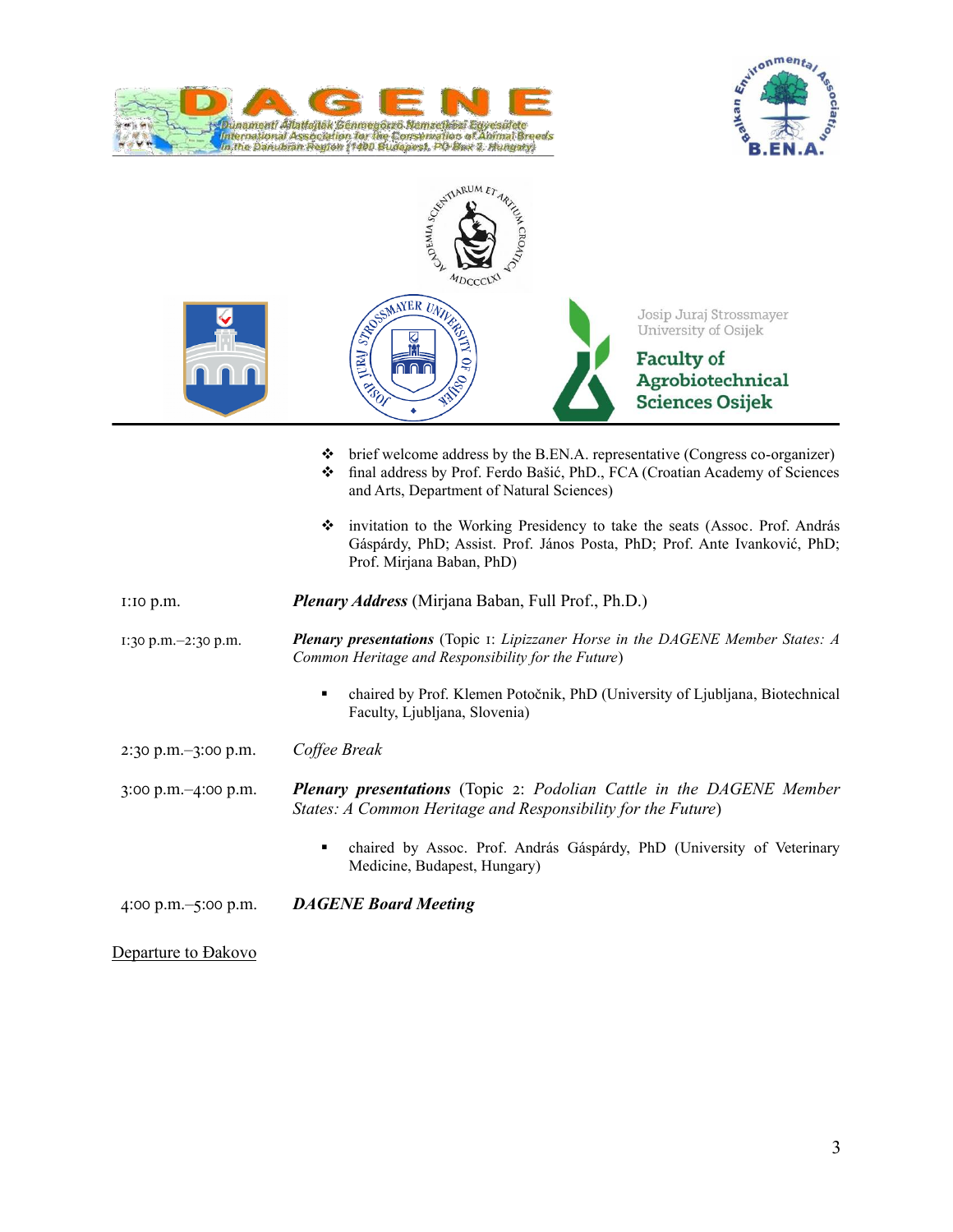- brief welcome address by the B.EN.A. representative (Congress co-organizer)
- final address by Prof. Ferdo Bašić, PhD., FCA (Croatian Academy of Sciences and Arts, Department of Natural Sciences)

- invitation to the Working Presidency to take the seats (Assoc. Prof. András Gáspárdy, PhD; Assist. Prof. János Posta, PhD; Prof. Ante Ivanković, PhD; Prof. Mirjana Baban, PhD)

| | |
|---|---|
| 1:10 p.m. | ***Plenary Address*** (Mirjana Baban, Full Prof., Ph.D.) |
| 1:30 p.m.–2:30 p.m. | ***Plenary presentations*** (Topic 1: *Lipizzaner Horse in the DAGENE Member States: A Common Heritage and Responsibility for the Future*) |
| | ▪ chaired by Prof. Klemen Potočnik, PhD (University of Ljubljana, Biotechnical Faculty, Ljubljana, Slovenia) |
| 2:30 p.m.–3:00 p.m. | *Coffee Break* |
| 3:00 p.m.–4:00 p.m. | ***Plenary presentations*** (Topic 2: *Podolian Cattle in the DAGENE Member States: A Common Heritage and Responsibility for the Future*) |
| | ▪ chaired by Assoc. Prof. András Gáspárdy, PhD (University of Veterinary Medicine, Budapest, Hungary) |
| 4:00 p.m.–5:00 p.m. | ***DAGENE Board Meeting*** |

<u>Departure to Đakovo</u>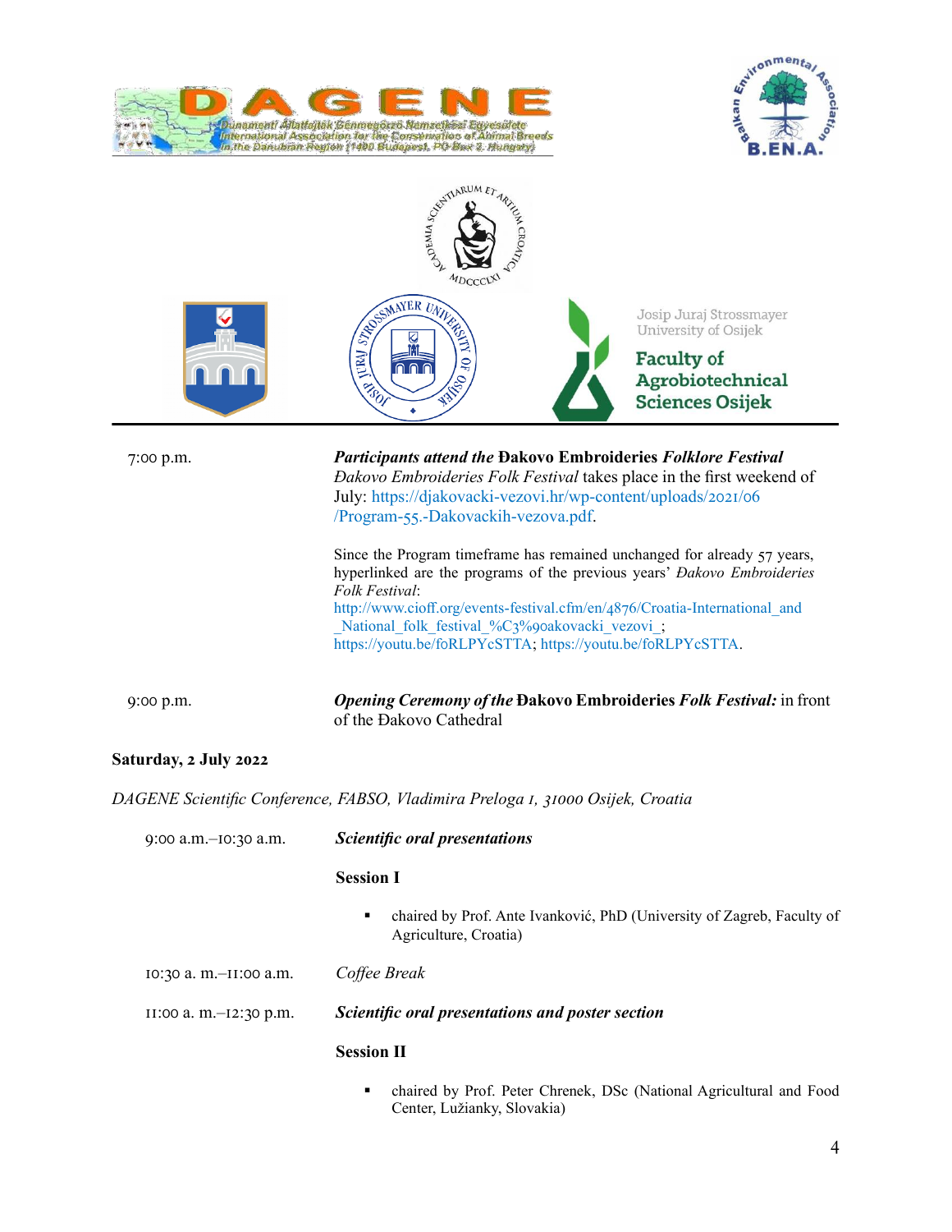7:00 p.m. ***Participants attend the* Đakovo Embroideries *Folklore Festival***

*Đakovo Embroideries Folk Festival* takes place in the first weekend of July: https://djakovacki-vezovi.hr/wp-content/uploads/2021/06/Program-55.-Dakovackih-vezova.pdf.

Since the Program timeframe has remained unchanged for already 57 years, hyperlinked are the programs of the previous years' *Đakovo Embroideries Folk Festival*: http://www.cioff.org/events-festival.cfm/en/4876/Croatia-International_and_National_folk_festival_%C3%90akovacki_vezovi_; https://youtu.be/f0RLPYcSTTA; https://youtu.be/f0RLPYcSTTA.

9:00 p.m. ***Opening Ceremony of the* Đakovo Embroideries *Folk Festival:*** in front of the Đakovo Cathedral

**Saturday, 2 July 2022**

*DAGENE Scientific Conference, FABSO, Vladimira Preloga 1, 31000 Osijek, Croatia*

9:00 a.m.–10:30 a.m. ***Scientific oral presentations***

**Session I**

- chaired by Prof. Ante Ivanković, PhD (University of Zagreb, Faculty of Agriculture, Croatia)

10:30 a. m.–11:00 a.m. *Coffee Break*

11:00 a. m.–12:30 p.m. ***Scientific oral presentations and poster section***

**Session II**

- chaired by Prof. Peter Chrenek, DSc (National Agricultural and Food Center, Lužianky, Slovakia)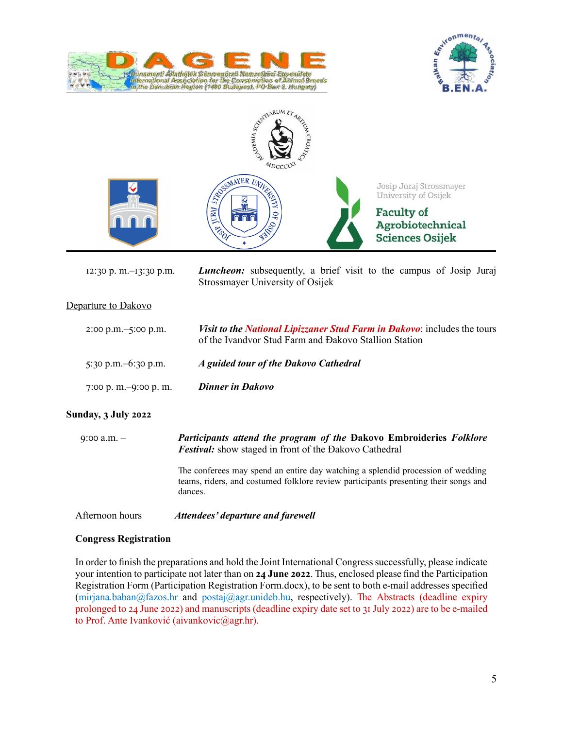12:30 p. m.–13:30 p.m. ***Luncheon:*** subsequently, a brief visit to the campus of Josip Juraj Strossmayer University of Osijek

Departure to Đakovo

2:00 p.m.–5:00 p.m. ***Visit to the National Lipizzaner Stud Farm in Đakovo***: includes the tours of the Ivandvor Stud Farm and Đakovo Stallion Station

5:30 p.m.–6:30 p.m. ***A guided tour of the Đakovo Cathedral***

7:00 p. m.–9:00 p. m. ***Dinner in Đakovo***

**Sunday, 3 July 2022**

9:00 a.m. – ***Participants attend the program of the*** **Đakovo Embroideries** ***Folklore Festival:*** show staged in front of the Đakovo Cathedral

The conferees may spend an entire day watching a splendid procession of wedding teams, riders, and costumed folklore review participants presenting their songs and dances.

Afternoon hours ***Attendees' departure and farewell***

**Congress Registration**

In order to finish the preparations and hold the Joint International Congress successfully, please indicate your intention to participate not later than on **24 June 2022**. Thus, enclosed please find the Participation Registration Form (Participation Registration Form.docx), to be sent to both e-mail addresses specified (mirjana.baban@fazos.hr and postaj@agr.unideb.hu, respectively). The Abstracts (deadline expiry prolonged to 24 June 2022) and manuscripts (deadline expiry date set to 31 July 2022) are to be e-mailed to Prof. Ante Ivanković (aivankovic@agr.hr).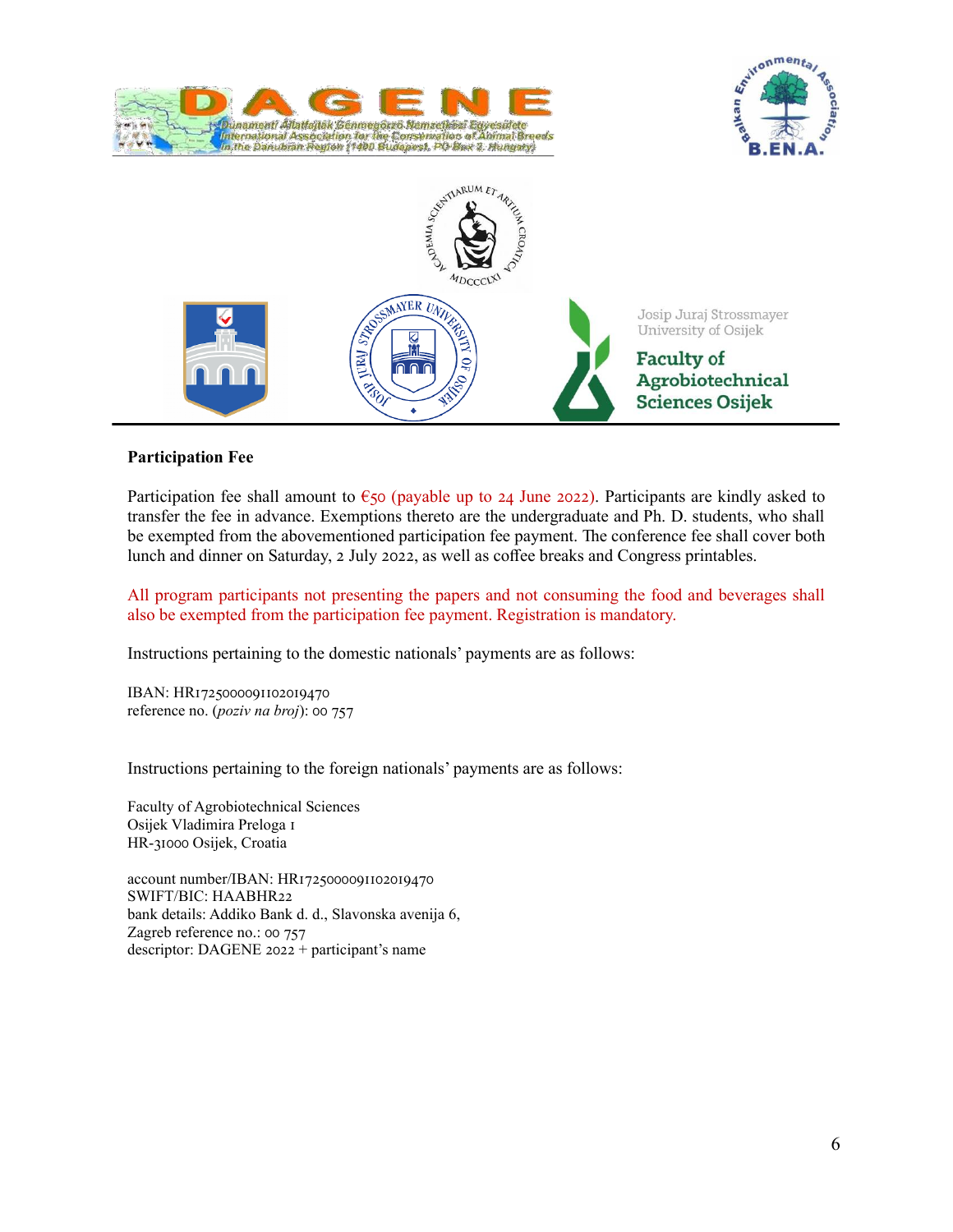**Participation Fee**

Participation fee shall amount to €50 (payable up to 24 June 2022). Participants are kindly asked to transfer the fee in advance. Exemptions thereto are the undergraduate and Ph. D. students, who shall be exempted from the abovementioned participation fee payment. The conference fee shall cover both lunch and dinner on Saturday, 2 July 2022, as well as coffee breaks and Congress printables.

All program participants not presenting the papers and not consuming the food and beverages shall also be exempted from the participation fee payment. Registration is mandatory.

Instructions pertaining to the domestic nationals' payments are as follows:

IBAN: HR1725000091102019470  
reference no. (*poziv na broj*): 00 757

Instructions pertaining to the foreign nationals' payments are as follows:

Faculty of Agrobiotechnical Sciences  
Osijek Vladimira Preloga 1  
HR-31000 Osijek, Croatia

account number/IBAN: HR1725000091102019470  
SWIFT/BIC: HAABHR22  
bank details: Addiko Bank d. d., Slavonska avenija 6,  
Zagreb reference no.: 00 757  
descriptor: DAGENE 2022 + participant's name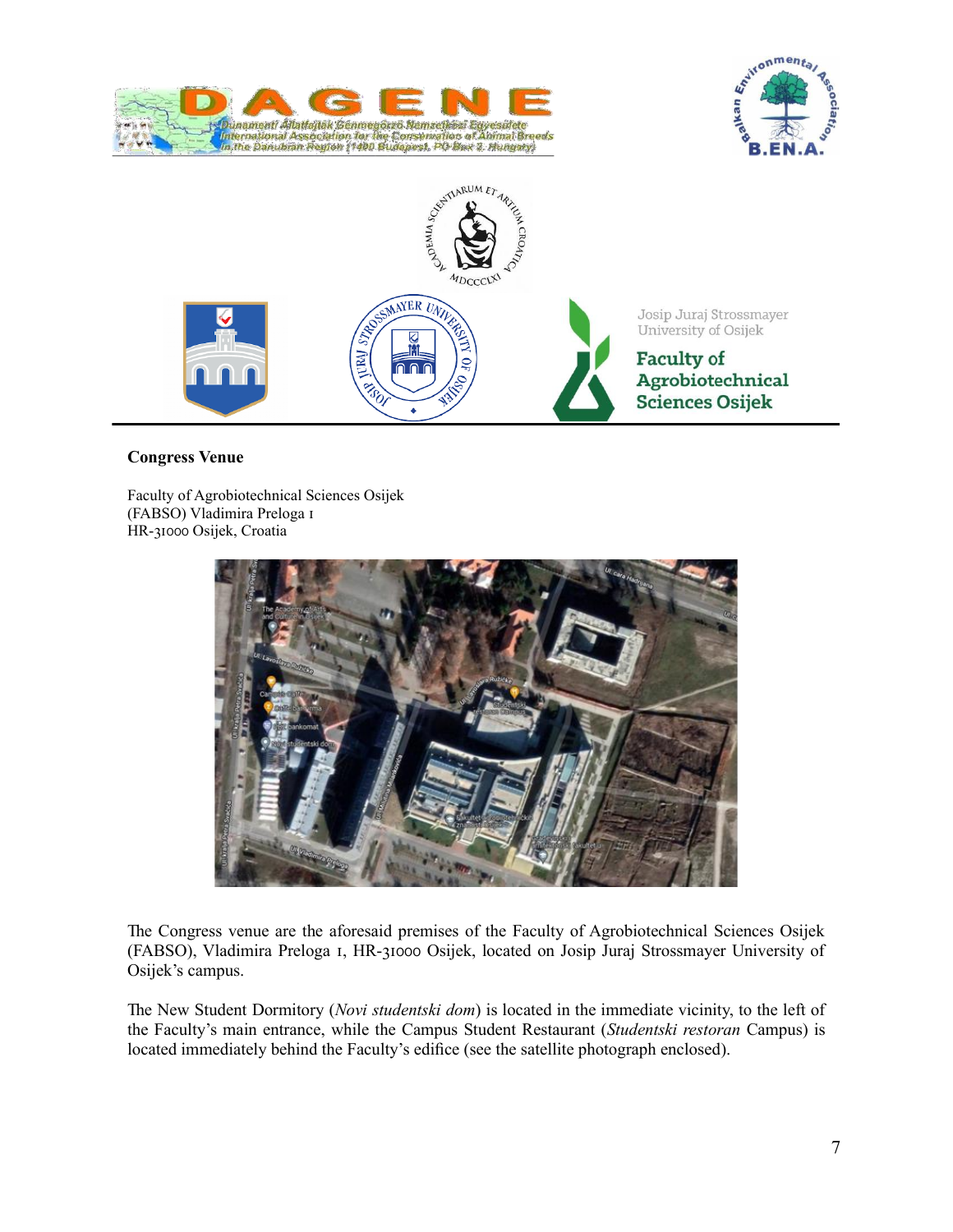**Congress Venue**

Faculty of Agrobiotechnical Sciences Osijek
(FABSO) Vladimira Preloga 1
HR-31000 Osijek, Croatia

The Congress venue are the aforesaid premises of the Faculty of Agrobiotechnical Sciences Osijek (FABSO), Vladimira Preloga 1, HR-31000 Osijek, located on Josip Juraj Strossmayer University of Osijek's campus.

The New Student Dormitory (*Novi studentski dom*) is located in the immediate vicinity, to the left of the Faculty's main entrance, while the Campus Student Restaurant (*Studentski restoran* Campus) is located immediately behind the Faculty's edifice (see the satellite photograph enclosed).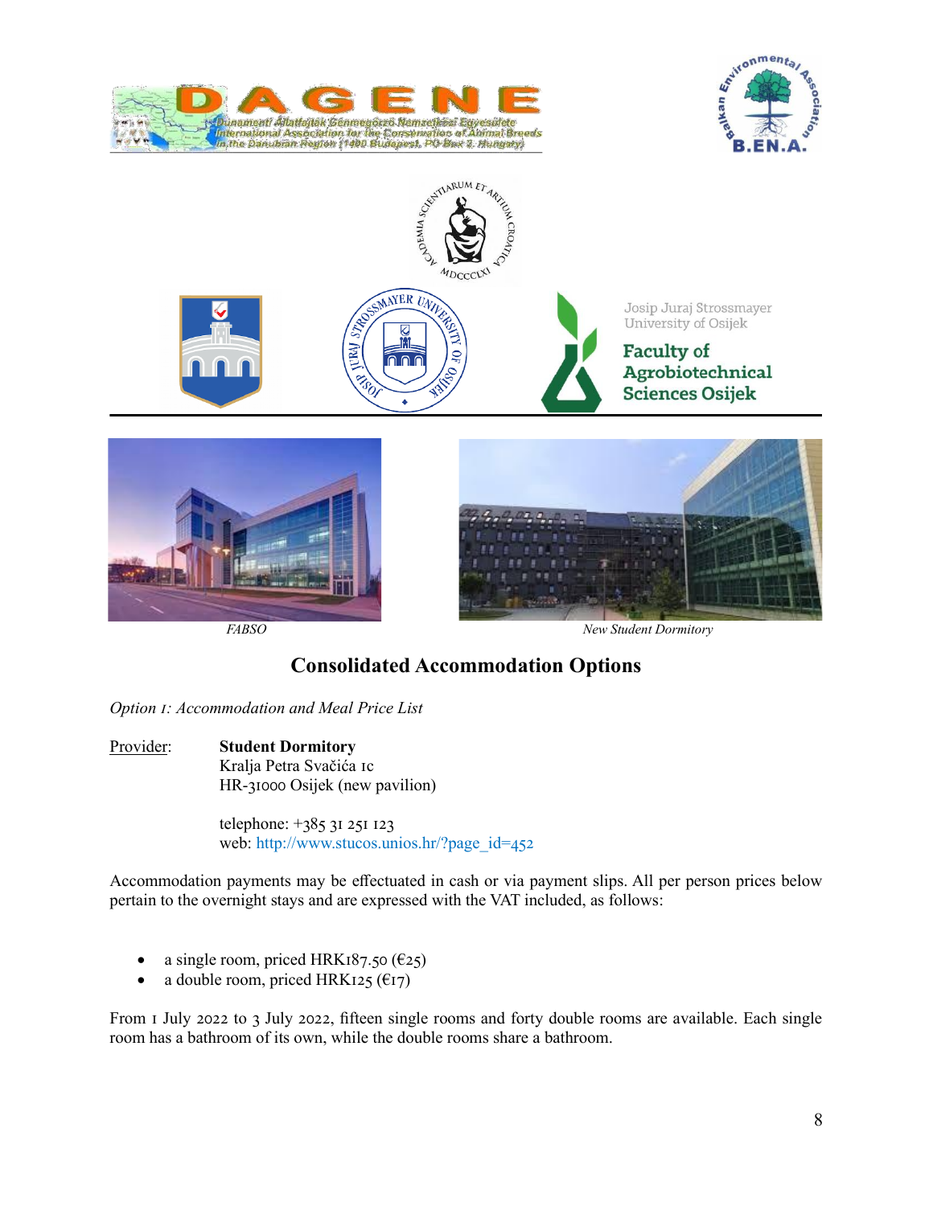FABSO

New Student Dormitory

## Consolidated Accommodation Options

*Option 1: Accommodation and Meal Price List*

Provider: **Student Dormitory**
Kralja Petra Svačića 1c
HR-31000 Osijek (new pavilion)

telephone: +385 31 251 123
web: http://www.stucos.unios.hr/?page_id=452

Accommodation payments may be effectuated in cash or via payment slips. All per person prices below pertain to the overnight stays and are expressed with the VAT included, as follows:

- a single room, priced HRK187.50 (€25)
- a double room, priced HRK125 (€17)

From 1 July 2022 to 3 July 2022, fifteen single rooms and forty double rooms are available. Each single room has a bathroom of its own, while the double rooms share a bathroom.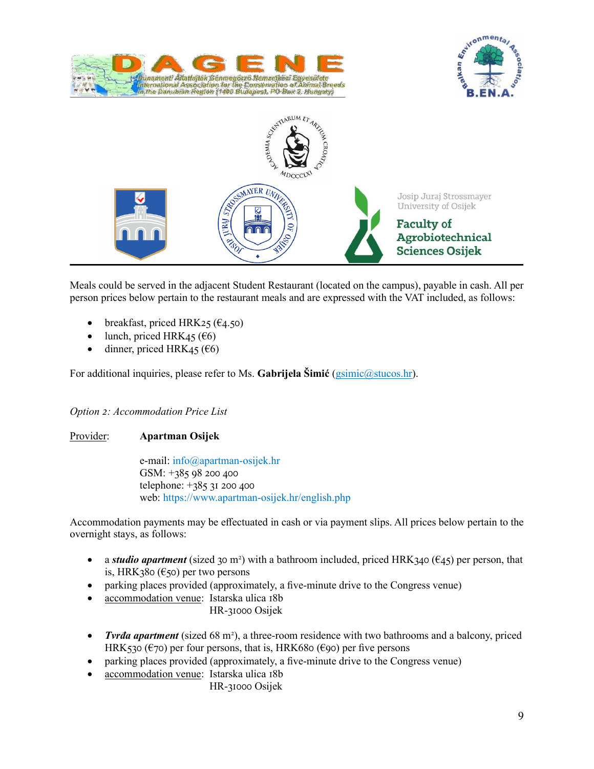Meals could be served in the adjacent Student Restaurant (located on the campus), payable in cash. All per person prices below pertain to the restaurant meals and are expressed with the VAT included, as follows:

- breakfast, priced HRK25 (€4.50)
- lunch, priced HRK45 (€6)
- dinner, priced HRK45 (€6)

For additional inquiries, please refer to Ms. **Gabrijela Šimić** (gsimic@stucos.hr).

*Option 2: Accommodation Price List*

Provider: **Apartman Osijek**

e-mail: info@apartman-osijek.hr
GSM: +385 98 200 400
telephone: +385 31 200 400
web: https://www.apartman-osijek.hr/english.php

Accommodation payments may be effectuated in cash or via payment slips. All prices below pertain to the overnight stays, as follows:

- a ***studio apartment*** (sized 30 m²) with a bathroom included, priced HRK340 (€45) per person, that is, HRK380 (€50) per two persons
- parking places provided (approximately, a five-minute drive to the Congress venue)
- accommodation venue: Istarska ulica 18b
  HR-31000 Osijek

- ***Tvrđa apartment*** (sized 68 m²), a three-room residence with two bathrooms and a balcony, priced HRK530 (€70) per four persons, that is, HRK680 (€90) per five persons
- parking places provided (approximately, a five-minute drive to the Congress venue)
- accommodation venue: Istarska ulica 18b
  HR-31000 Osijek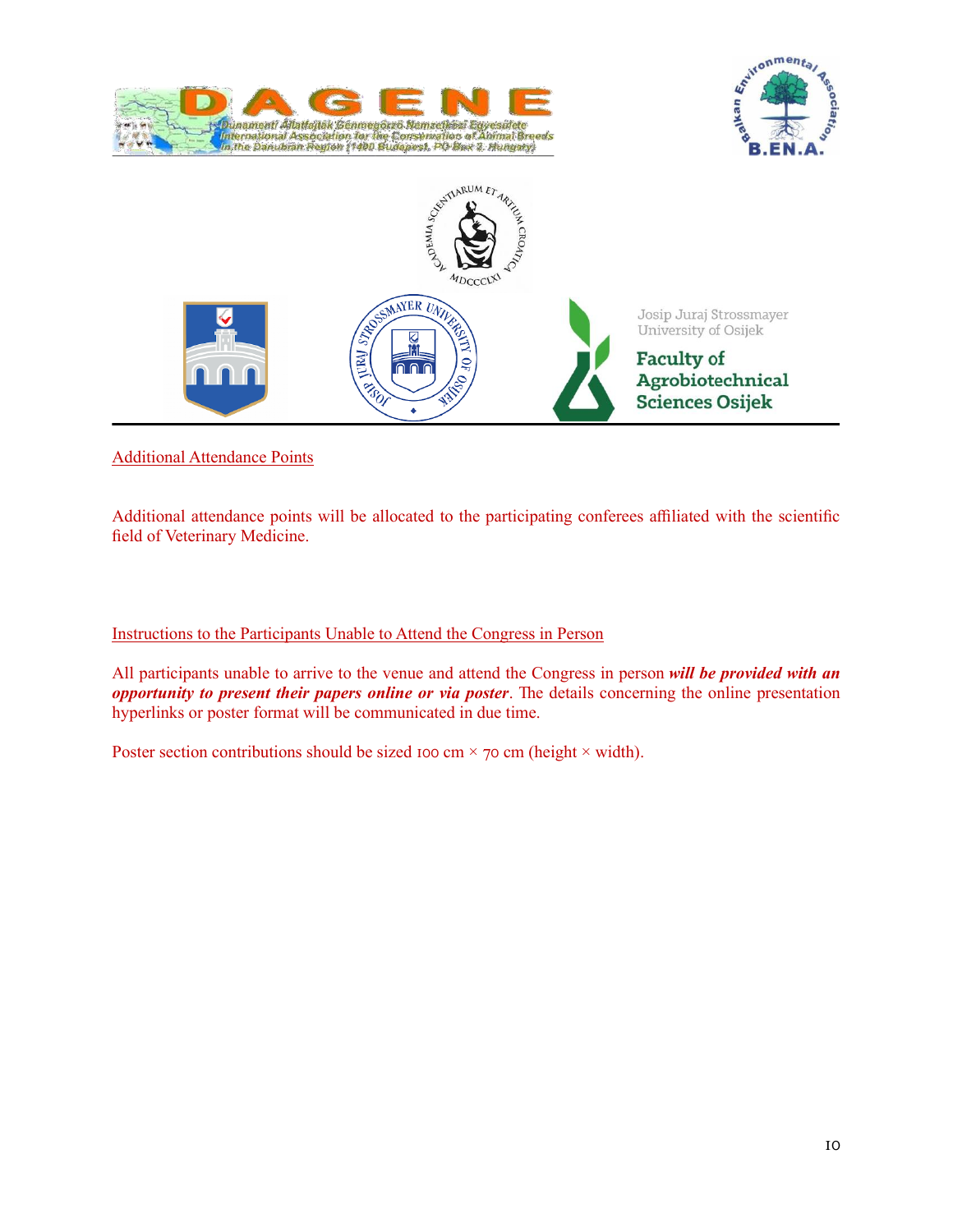## Additional Attendance Points

Additional attendance points will be allocated to the participating conferees affiliated with the scientific field of Veterinary Medicine.

## Instructions to the Participants Unable to Attend the Congress in Person

All participants unable to arrive to the venue and attend the Congress in person ***will be provided with an opportunity to present their papers online or via poster***. The details concerning the online presentation hyperlinks or poster format will be communicated in due time.

Poster section contributions should be sized 100 cm × 70 cm (height × width).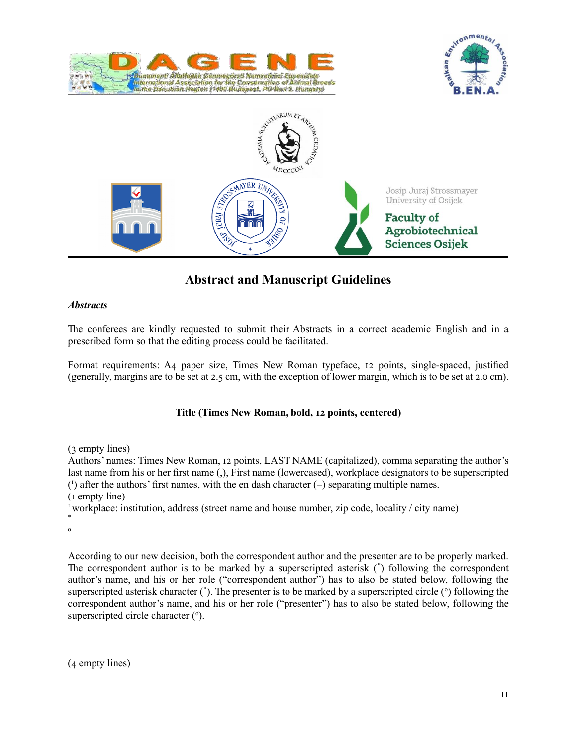# Abstract and Manuscript Guidelines

***Abstracts***

The conferees are kindly requested to submit their Abstracts in a correct academic English and in a prescribed form so that the editing process could be facilitated.

Format requirements: A4 paper size, Times New Roman typeface, 12 points, single-spaced, justified (generally, margins are to be set at 2.5 cm, with the exception of lower margin, which is to be set at 2.0 cm).

**Title (Times New Roman, bold, 12 points, centered)**

(3 empty lines)
Authors' names: Times New Roman, 12 points, LAST NAME (capitalized), comma separating the author's last name from his or her first name (,), First name (lowercased), workplace designators to be superscripted ([1]) after the authors' first names, with the en dash character (–) separating multiple names.
(1 empty line)
[1] workplace: institution, address (street name and house number, zip code, locality / city name)
*
o

According to our new decision, both the correspondent author and the presenter are to be properly marked. The correspondent author is to be marked by a superscripted asterisk ([*]) following the correspondent author's name, and his or her role ("correspondent author") has to also be stated below, following the superscripted asterisk character ([*]). The presenter is to be marked by a superscripted circle ([o]) following the correspondent author's name, and his or her role ("presenter") has to also be stated below, following the superscripted circle character ([o]).

(4 empty lines)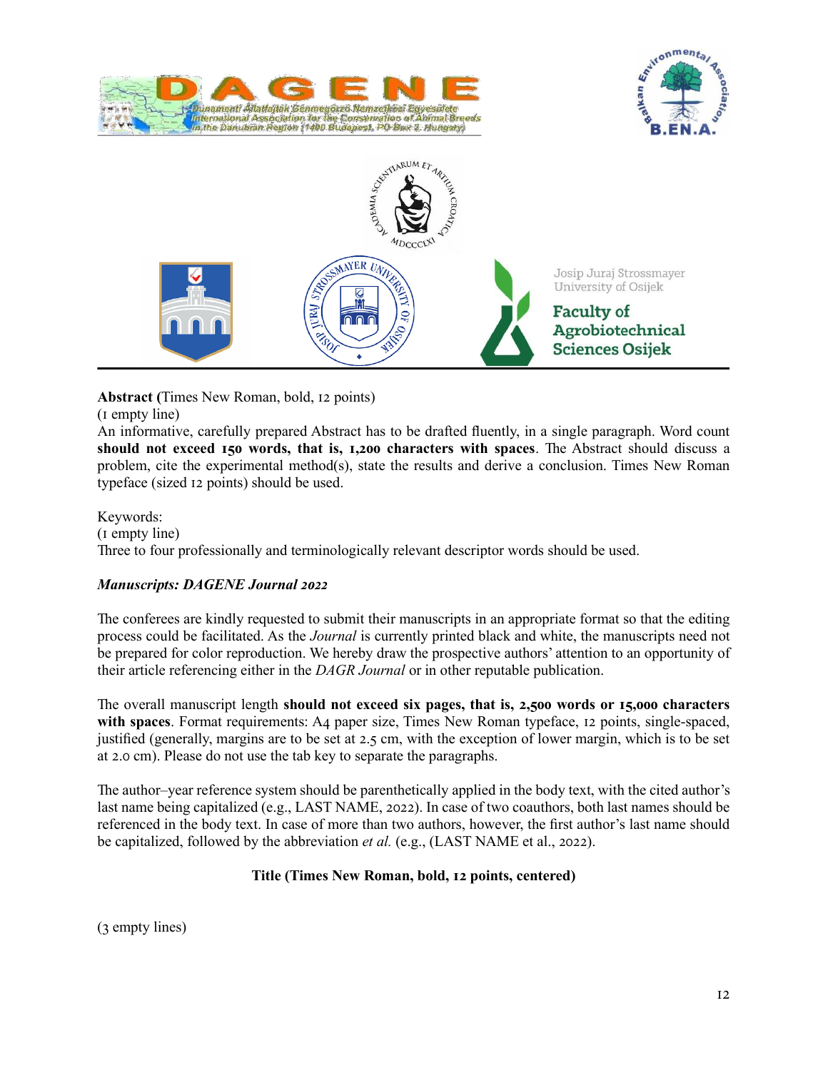**Abstract** (Times New Roman, bold, 12 points)
(1 empty line)
An informative, carefully prepared Abstract has to be drafted fluently, in a single paragraph. Word count **should not exceed 150 words, that is, 1,200 characters with spaces**. The Abstract should discuss a problem, cite the experimental method(s), state the results and derive a conclusion. Times New Roman typeface (sized 12 points) should be used.

Keywords:
(1 empty line)
Three to four professionally and terminologically relevant descriptor words should be used.

***Manuscripts: DAGENE Journal 2022***

The conferees are kindly requested to submit their manuscripts in an appropriate format so that the editing process could be facilitated. As the *Journal* is currently printed black and white, the manuscripts need not be prepared for color reproduction. We hereby draw the prospective authors' attention to an opportunity of their article referencing either in the *DAGR Journal* or in other reputable publication.

The overall manuscript length **should not exceed six pages, that is, 2,500 words or 15,000 characters with spaces**. Format requirements: A4 paper size, Times New Roman typeface, 12 points, single-spaced, justified (generally, margins are to be set at 2.5 cm, with the exception of lower margin, which is to be set at 2.0 cm). Please do not use the tab key to separate the paragraphs.

The author–year reference system should be parenthetically applied in the body text, with the cited author's last name being capitalized (e.g., LAST NAME, 2022). In case of two coauthors, both last names should be referenced in the body text. In case of more than two authors, however, the first author's last name should be capitalized, followed by the abbreviation *et al.* (e.g., (LAST NAME et al., 2022).

**Title (Times New Roman, bold, 12 points, centered)**

(3 empty lines)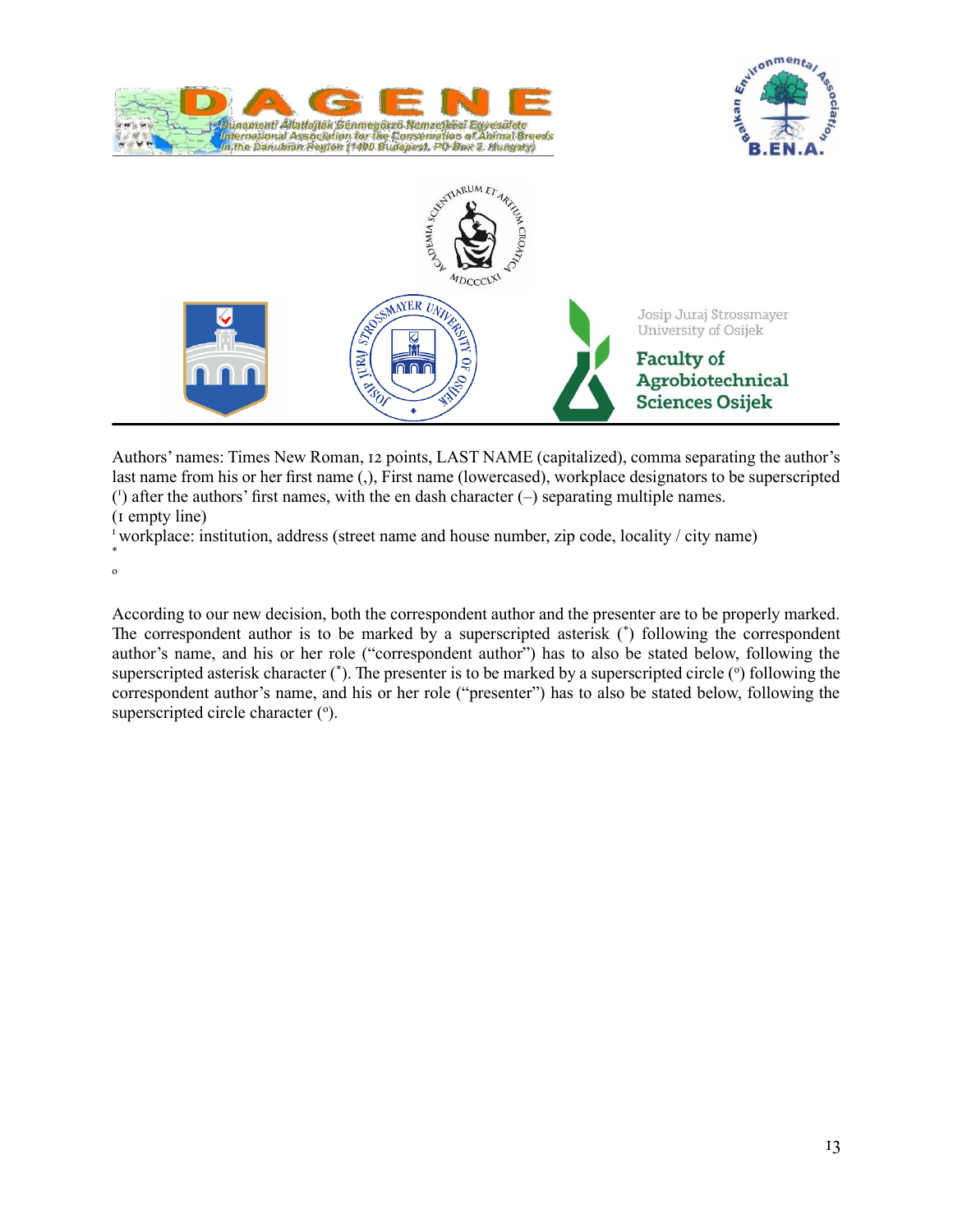Authors' names: Times New Roman, 12 points, LAST NAME (capitalized), comma separating the author's last name from his or her first name (,), First name (lowercased), workplace designators to be superscripted ([1]) after the authors' first names, with the en dash character (–) separating multiple names.

(1 empty line)

[1] workplace: institution, address (street name and house number, zip code, locality / city name)

[*]

[o]

According to our new decision, both the correspondent author and the presenter are to be properly marked. The correspondent author is to be marked by a superscripted asterisk ([*]) following the correspondent author's name, and his or her role ("correspondent author") has to also be stated below, following the superscripted asterisk character ([*]). The presenter is to be marked by a superscripted circle ([o]) following the correspondent author's name, and his or her role ("presenter") has to also be stated below, following the superscripted circle character ([o]).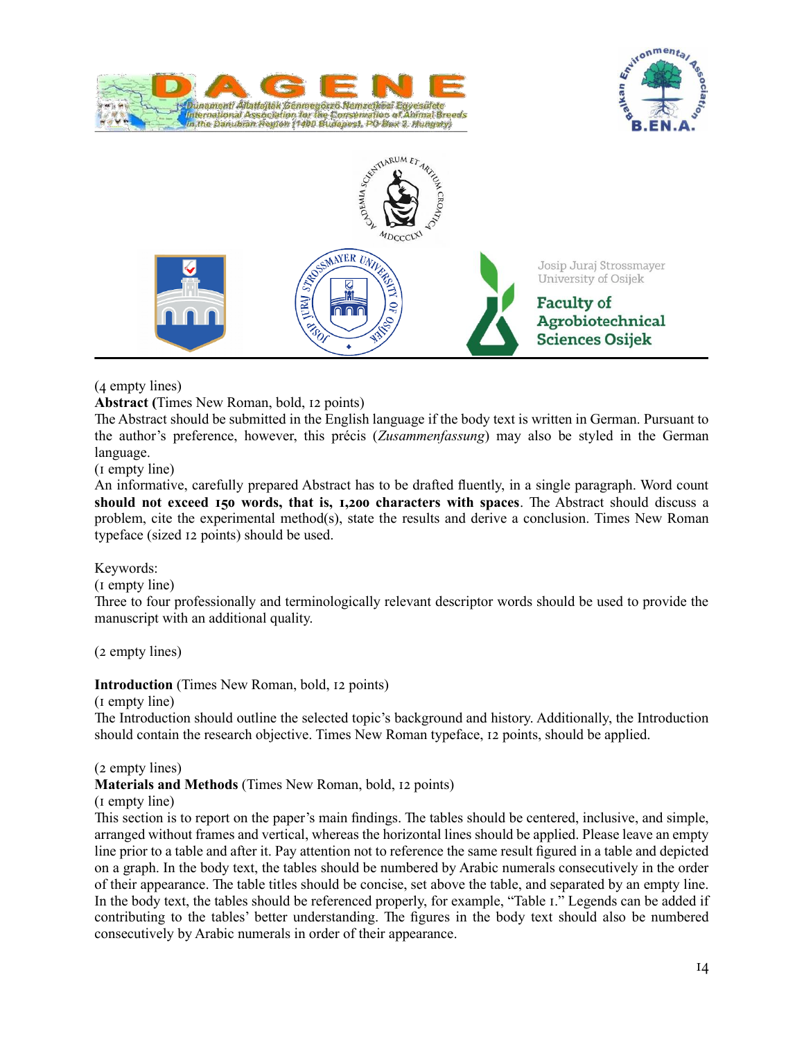(4 empty lines)

**Abstract (**Times New Roman, bold, 12 points)

The Abstract should be submitted in the English language if the body text is written in German. Pursuant to the author's preference, however, this précis (*Zusammenfassung*) may also be styled in the German language.

(1 empty line)

An informative, carefully prepared Abstract has to be drafted fluently, in a single paragraph. Word count **should not exceed 150 words, that is, 1,200 characters with spaces**. The Abstract should discuss a problem, cite the experimental method(s), state the results and derive a conclusion. Times New Roman typeface (sized 12 points) should be used.

Keywords:

(1 empty line)

Three to four professionally and terminologically relevant descriptor words should be used to provide the manuscript with an additional quality.

(2 empty lines)

**Introduction** (Times New Roman, bold, 12 points)

(1 empty line)

The Introduction should outline the selected topic's background and history. Additionally, the Introduction should contain the research objective. Times New Roman typeface, 12 points, should be applied.

(2 empty lines)

**Materials and Methods** (Times New Roman, bold, 12 points)

(1 empty line)

This section is to report on the paper's main findings. The tables should be centered, inclusive, and simple, arranged without frames and vertical, whereas the horizontal lines should be applied. Please leave an empty line prior to a table and after it. Pay attention not to reference the same result figured in a table and depicted on a graph. In the body text, the tables should be numbered by Arabic numerals consecutively in the order of their appearance. The table titles should be concise, set above the table, and separated by an empty line. In the body text, the tables should be referenced properly, for example, "Table 1." Legends can be added if contributing to the tables' better understanding. The figures in the body text should also be numbered consecutively by Arabic numerals in order of their appearance.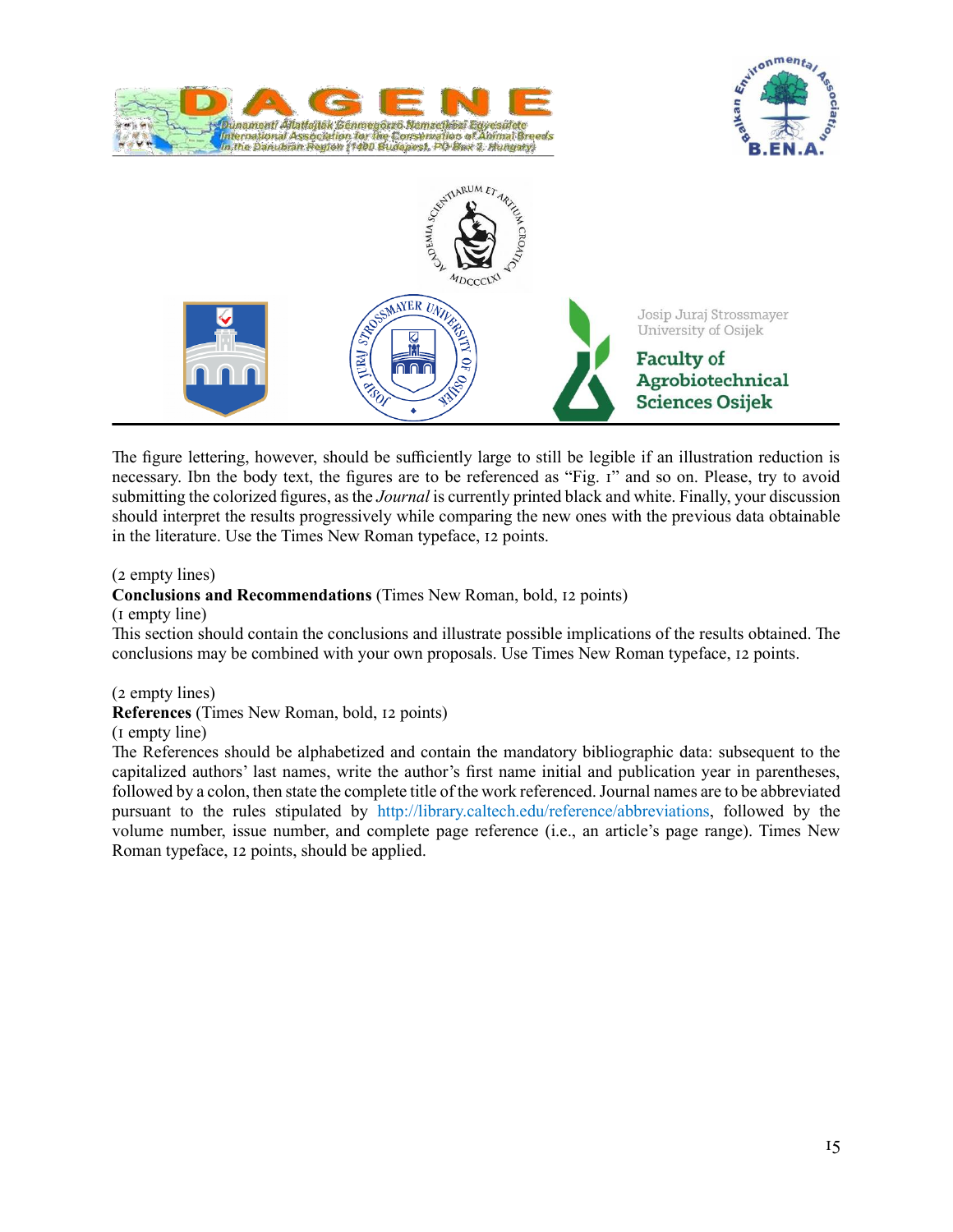The figure lettering, however, should be sufficiently large to still be legible if an illustration reduction is necessary. Ibn the body text, the figures are to be referenced as "Fig. 1" and so on. Please, try to avoid submitting the colorized figures, as the *Journal* is currently printed black and white. Finally, your discussion should interpret the results progressively while comparing the new ones with the previous data obtainable in the literature. Use the Times New Roman typeface, 12 points.

(2 empty lines)

**Conclusions and Recommendations** (Times New Roman, bold, 12 points)

(1 empty line)

This section should contain the conclusions and illustrate possible implications of the results obtained. The conclusions may be combined with your own proposals. Use Times New Roman typeface, 12 points.

(2 empty lines)

**References** (Times New Roman, bold, 12 points)

(1 empty line)

The References should be alphabetized and contain the mandatory bibliographic data: subsequent to the capitalized authors' last names, write the author's first name initial and publication year in parentheses, followed by a colon, then state the complete title of the work referenced. Journal names are to be abbreviated pursuant to the rules stipulated by http://library.caltech.edu/reference/abbreviations, followed by the volume number, issue number, and complete page reference (i.e., an article's page range). Times New Roman typeface, 12 points, should be applied.